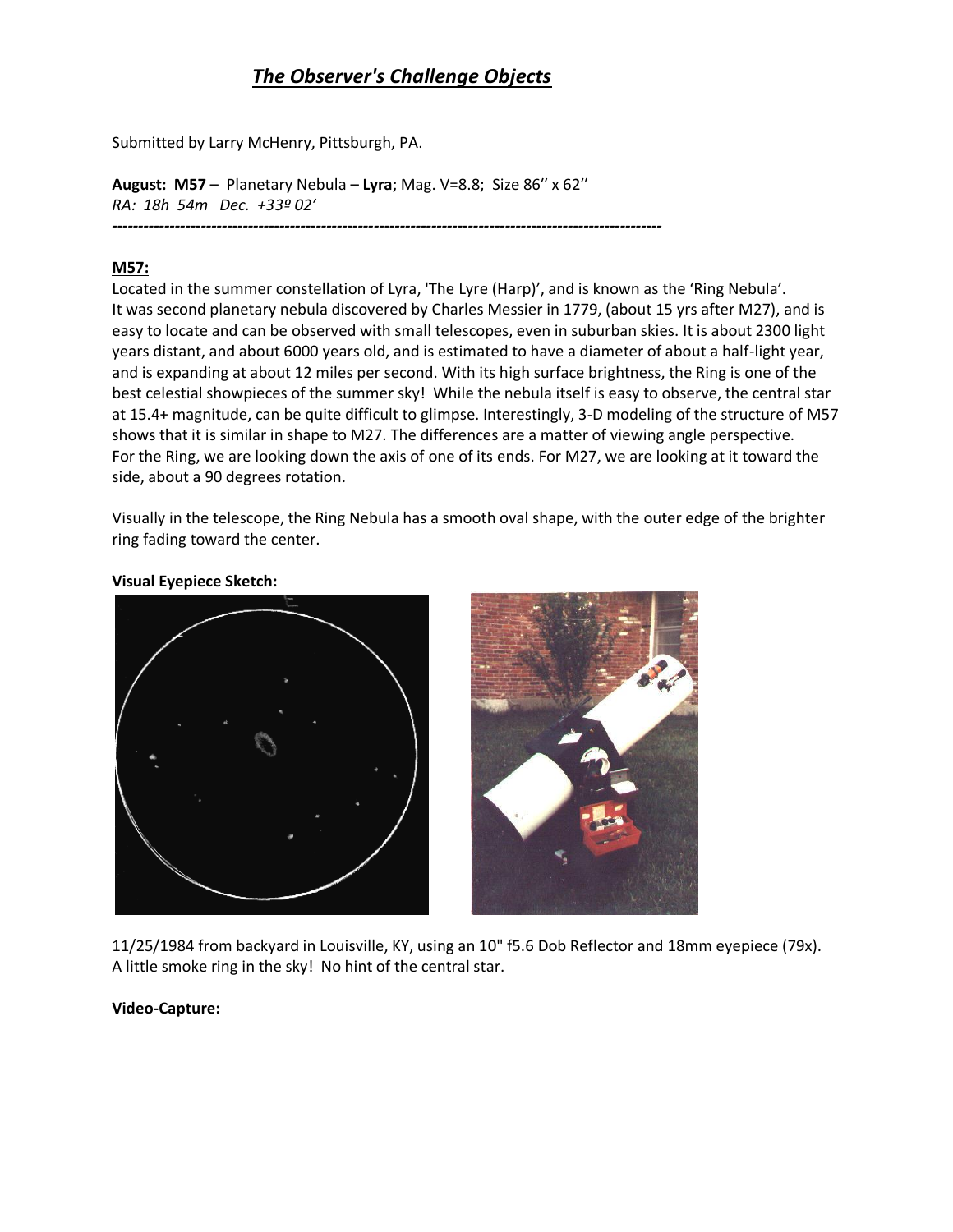## *The Observer's Challenge Objects*

Submitted by Larry McHenry, Pittsburgh, PA.

**August: M57** – Planetary Nebula – **Lyra**; Mag. V=8.8; Size 86'' x 62''
*RA: 18h 54m Dec. +33º 02'*

---

**M57:**

Located in the summer constellation of Lyra, 'The Lyre (Harp)', and is known as the 'Ring Nebula'. It was second planetary nebula discovered by Charles Messier in 1779, (about 15 yrs after M27), and is easy to locate and can be observed with small telescopes, even in suburban skies. It is about 2300 light years distant, and about 6000 years old, and is estimated to have a diameter of about a half-light year, and is expanding at about 12 miles per second. With its high surface brightness, the Ring is one of the best celestial showpieces of the summer sky! While the nebula itself is easy to observe, the central star at 15.4+ magnitude, can be quite difficult to glimpse. Interestingly, 3-D modeling of the structure of M57 shows that it is similar in shape to M27. The differences are a matter of viewing angle perspective. For the Ring, we are looking down the axis of one of its ends. For M27, we are looking at it toward the side, about a 90 degrees rotation.

Visually in the telescope, the Ring Nebula has a smooth oval shape, with the outer edge of the brighter ring fading toward the center.

**Visual Eyepiece Sketch:**

11/25/1984 from backyard in Louisville, KY, using an 10" f5.6 Dob Reflector and 18mm eyepiece (79x). A little smoke ring in the sky! No hint of the central star.

**Video-Capture:**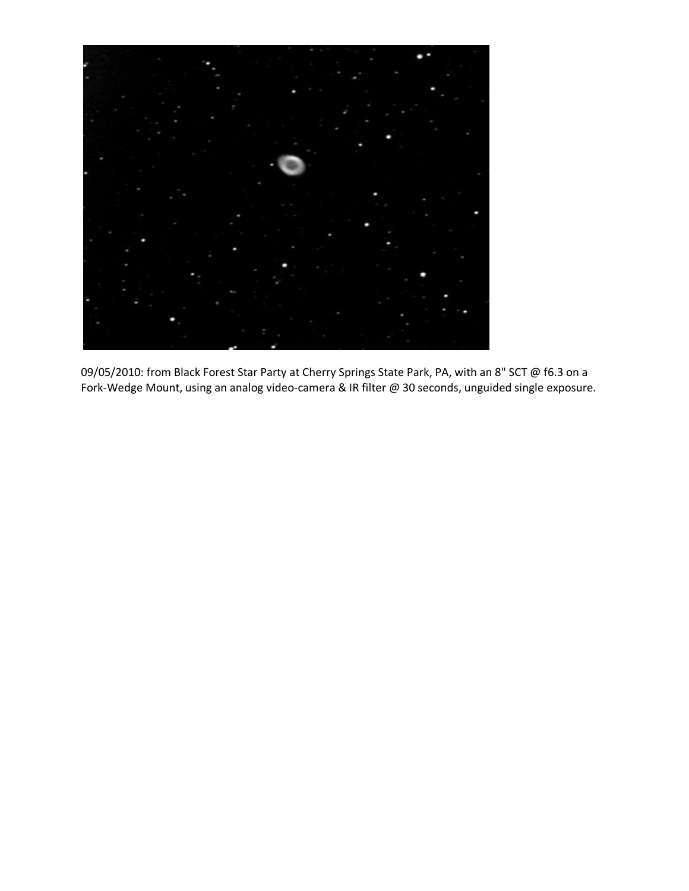09/05/2010: from Black Forest Star Party at Cherry Springs State Park, PA, with an 8" SCT @ f6.3 on a Fork-Wedge Mount, using an analog video-camera & IR filter @ 30 seconds, unguided single exposure.